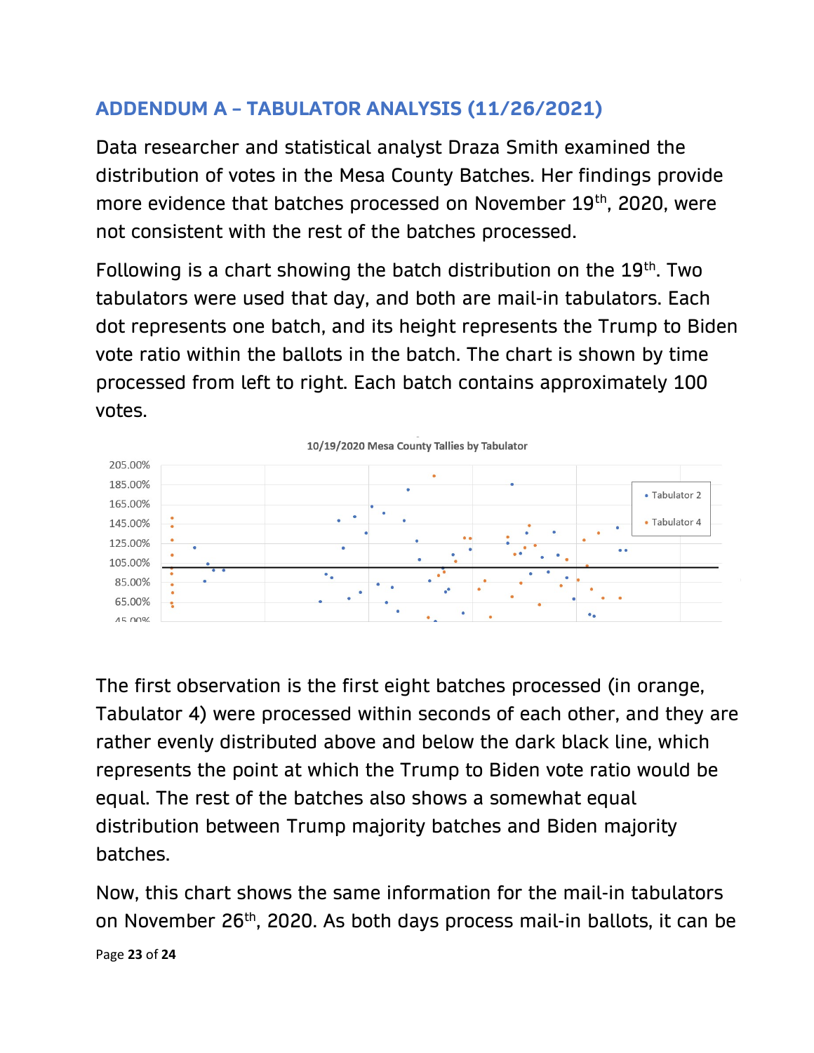## ADDENDUM A – TABULATOR ANALYSIS (11/26/2021)

Data researcher and statistical analyst Draza Smith examined the distribution of votes in the Mesa County Batches. Her findings provide more evidence that batches processed on November 19th, 2020, were not consistent with the rest of the batches processed.

Following is a chart showing the batch distribution on the 19th. Two tabulators were used that day, and both are mail-in tabulators. Each dot represents one batch, and its height represents the Trump to Biden vote ratio within the ballots in the batch. The chart is shown by time processed from left to right. Each batch contains approximately 100 votes.

10/19/2020 Mesa County Tallies by Tabulator

The first observation is the first eight batches processed (in orange, Tabulator 4) were processed within seconds of each other, and they are rather evenly distributed above and below the dark black line, which represents the point at which the Trump to Biden vote ratio would be equal. The rest of the batches also shows a somewhat equal distribution between Trump majority batches and Biden majority batches.

Now, this chart shows the same information for the mail-in tabulators on November 26th, 2020. As both days process mail-in ballots, it can be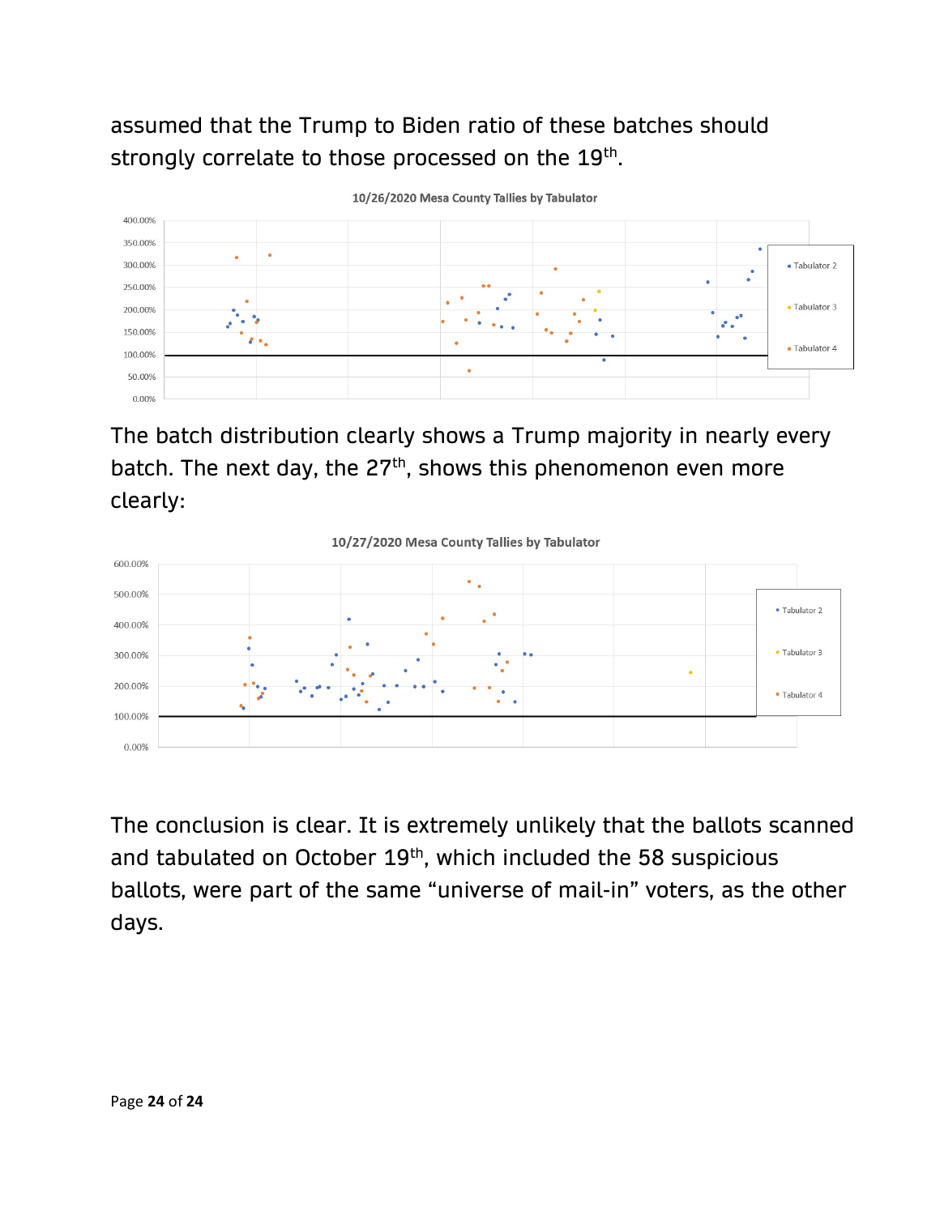assumed that the Trump to Biden ratio of these batches should strongly correlate to those processed on the 19th.

10/26/2020 Mesa County Tallies by Tabulator

400.00%
350.00%
300.00%
250.00%
200.00%
150.00%
100.00%
50.00%
0.00%

Tabulator 2
Tabulator 3
Tabulator 4

The batch distribution clearly shows a Trump majority in nearly every batch. The next day, the 27th, shows this phenomenon even more clearly:

10/27/2020 Mesa County Tallies by Tabulator

600.00%
500.00%
400.00%
300.00%
200.00%
100.00%
0.00%

Tabulator 2
Tabulator 3
Tabulator 4

The conclusion is clear. It is extremely unlikely that the ballots scanned and tabulated on October 19th, which included the 58 suspicious ballots, were part of the same “universe of mail-in” voters, as the other days.